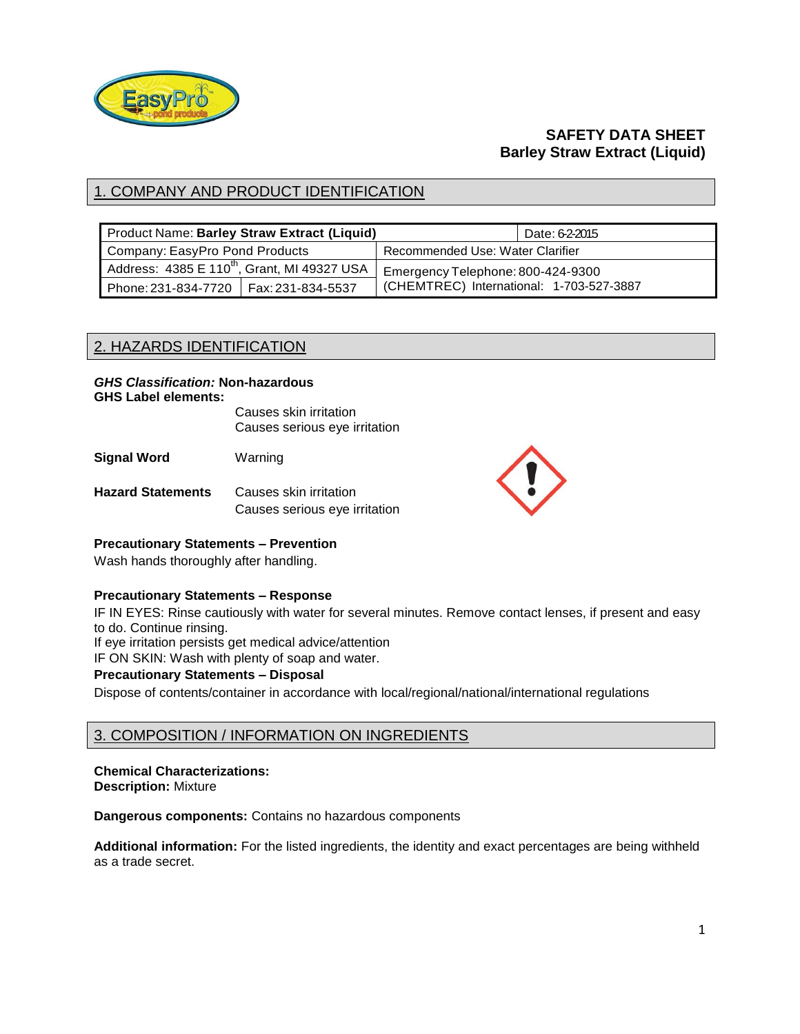# SAFETY DATA SHEET
# Barley Straw Extract (Liquid)

## 1. COMPANY AND PRODUCT IDENTIFICATION

| Product Name: **Barley Straw Extract (Liquid)** | | | Date: 6-2-2015 |
|---|---|---|---|
| Company: EasyPro Pond Products | | Recommended Use: Water Clarifier | |
| Address: 4385 E 110th, Grant, MI 49327 USA | | Emergency Telephone: 800-424-9300 (CHEMTREC) International: 1-703-527-3887 | |
| Phone: 231-834-7720 | Fax: 231-834-5537 | | |

## 2. HAZARDS IDENTIFICATION

***GHS Classification:*** **Non-hazardous**

**GHS Label elements:**

Causes skin irritation
Causes serious eye irritation

**Signal Word** Warning

**Hazard Statements** Causes skin irritation
Causes serious eye irritation

**Precautionary Statements – Prevention**

Wash hands thoroughly after handling.

**Precautionary Statements – Response**

IF IN EYES: Rinse cautiously with water for several minutes. Remove contact lenses, if present and easy to do. Continue rinsing.
If eye irritation persists get medical advice/attention
IF ON SKIN: Wash with plenty of soap and water.

**Precautionary Statements – Disposal**

Dispose of contents/container in accordance with local/regional/national/international regulations

## 3. COMPOSITION / INFORMATION ON INGREDIENTS

**Chemical Characterizations:**
**Description:** Mixture

**Dangerous components:** Contains no hazardous components

**Additional information:** For the listed ingredients, the identity and exact percentages are being withheld as a trade secret.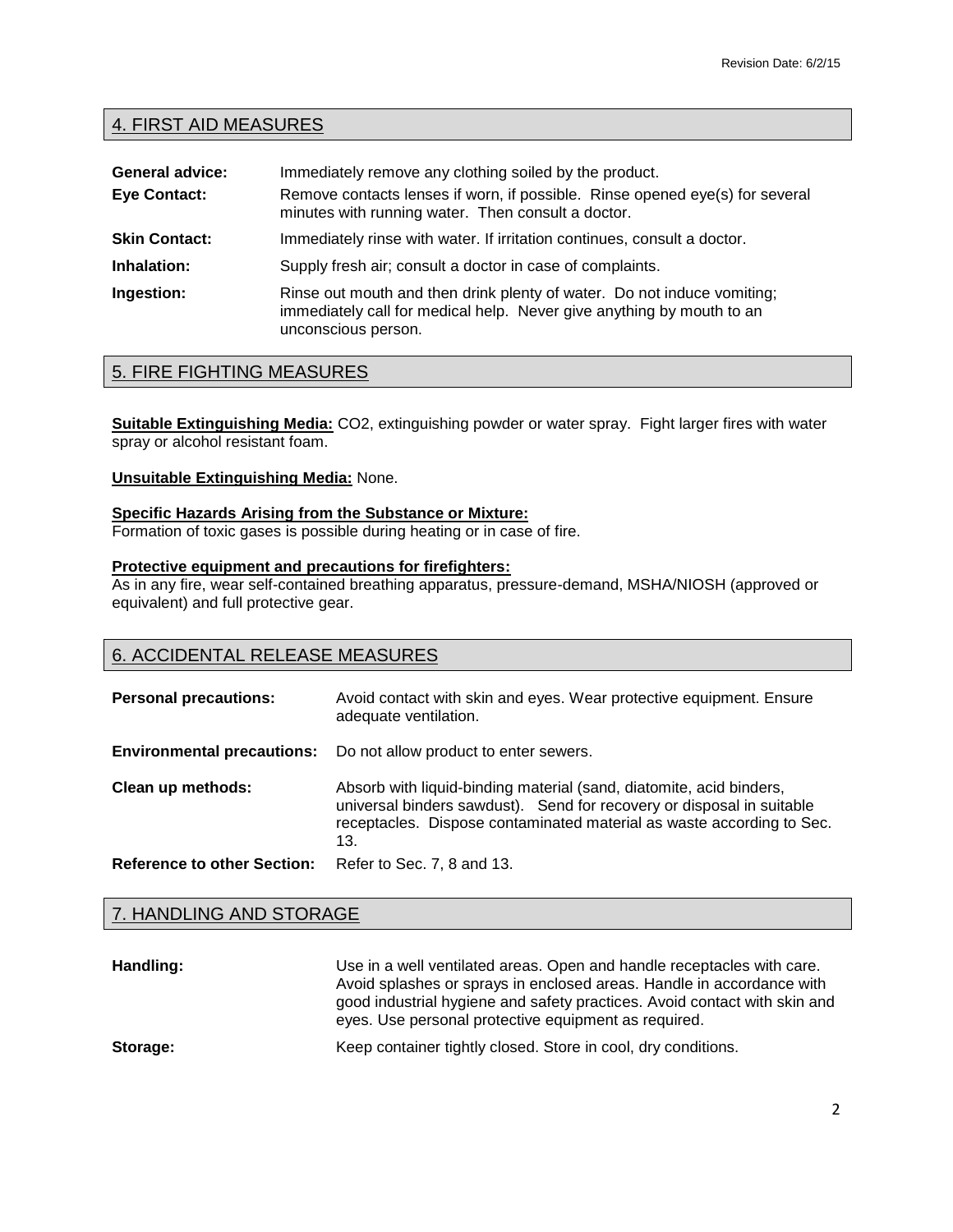## 4. FIRST AID MEASURES

**General advice:** Immediately remove any clothing soiled by the product.

**Eye Contact:** Remove contacts lenses if worn, if possible. Rinse opened eye(s) for several minutes with running water. Then consult a doctor.

**Skin Contact:** Immediately rinse with water. If irritation continues, consult a doctor.

**Inhalation:** Supply fresh air; consult a doctor in case of complaints.

**Ingestion:** Rinse out mouth and then drink plenty of water. Do not induce vomiting; immediately call for medical help. Never give anything by mouth to an unconscious person.

## 5. FIRE FIGHTING MEASURES

**Suitable Extinguishing Media:** CO2, extinguishing powder or water spray. Fight larger fires with water spray or alcohol resistant foam.

**Unsuitable Extinguishing Media:** None.

**Specific Hazards Arising from the Substance or Mixture:**
Formation of toxic gases is possible during heating or in case of fire.

**Protective equipment and precautions for firefighters:**
As in any fire, wear self-contained breathing apparatus, pressure-demand, MSHA/NIOSH (approved or equivalent) and full protective gear.

## 6. ACCIDENTAL RELEASE MEASURES

**Personal precautions:** Avoid contact with skin and eyes. Wear protective equipment. Ensure adequate ventilation.

**Environmental precautions:** Do not allow product to enter sewers.

**Clean up methods:** Absorb with liquid-binding material (sand, diatomite, acid binders, universal binders sawdust). Send for recovery or disposal in suitable receptacles. Dispose contaminated material as waste according to Sec. 13.

**Reference to other Section:** Refer to Sec. 7, 8 and 13.

## 7. HANDLING AND STORAGE

**Handling:** Use in a well ventilated areas. Open and handle receptacles with care. Avoid splashes or sprays in enclosed areas. Handle in accordance with good industrial hygiene and safety practices. Avoid contact with skin and eyes. Use personal protective equipment as required.

**Storage:** Keep container tightly closed. Store in cool, dry conditions.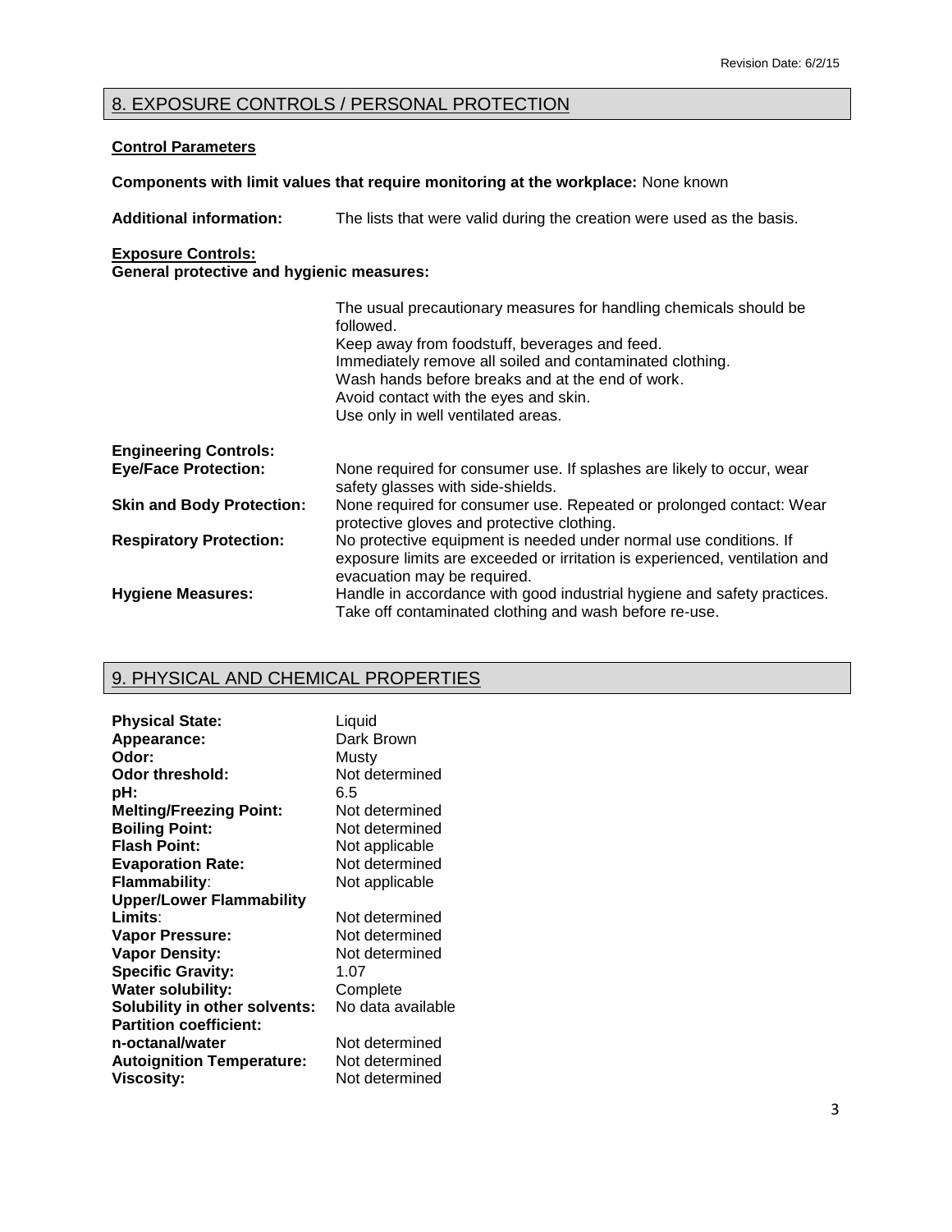## 8. EXPOSURE CONTROLS / PERSONAL PROTECTION

### Control Parameters

**Components with limit values that require monitoring at the workplace:** None known

**Additional information:** The lists that were valid during the creation were used as the basis.

**Exposure Controls:**
**General protective and hygienic measures:**

The usual precautionary measures for handling chemicals should be followed.
Keep away from foodstuff, beverages and feed.
Immediately remove all soiled and contaminated clothing.
Wash hands before breaks and at the end of work.
Avoid contact with the eyes and skin.
Use only in well ventilated areas.

**Engineering Controls:**

| | |
|---|---|
| **Eye/Face Protection:** | None required for consumer use. If splashes are likely to occur, wear safety glasses with side-shields. |
| **Skin and Body Protection:** | None required for consumer use. Repeated or prolonged contact: Wear protective gloves and protective clothing. |
| **Respiratory Protection:** | No protective equipment is needed under normal use conditions. If exposure limits are exceeded or irritation is experienced, ventilation and evacuation may be required. |
| **Hygiene Measures:** | Handle in accordance with good industrial hygiene and safety practices. Take off contaminated clothing and wash before re-use. |

## 9. PHYSICAL AND CHEMICAL PROPERTIES

| | |
|---|---|
| **Physical State:** | Liquid |
| **Appearance:** | Dark Brown |
| **Odor:** | Musty |
| **Odor threshold:** | Not determined |
| **pH:** | 6.5 |
| **Melting/Freezing Point:** | Not determined |
| **Boiling Point:** | Not determined |
| **Flash Point:** | Not applicable |
| **Evaporation Rate:** | Not determined |
| **Flammability:** | Not applicable |
| **Upper/Lower Flammability Limits:** | Not determined |
| **Vapor Pressure:** | Not determined |
| **Vapor Density:** | Not determined |
| **Specific Gravity:** | 1.07 |
| **Water solubility:** | Complete |
| **Solubility in other solvents:** | No data available |
| **Partition coefficient: n-octanal/water** | Not determined |
| **Autoignition Temperature:** | Not determined |
| **Viscosity:** | Not determined |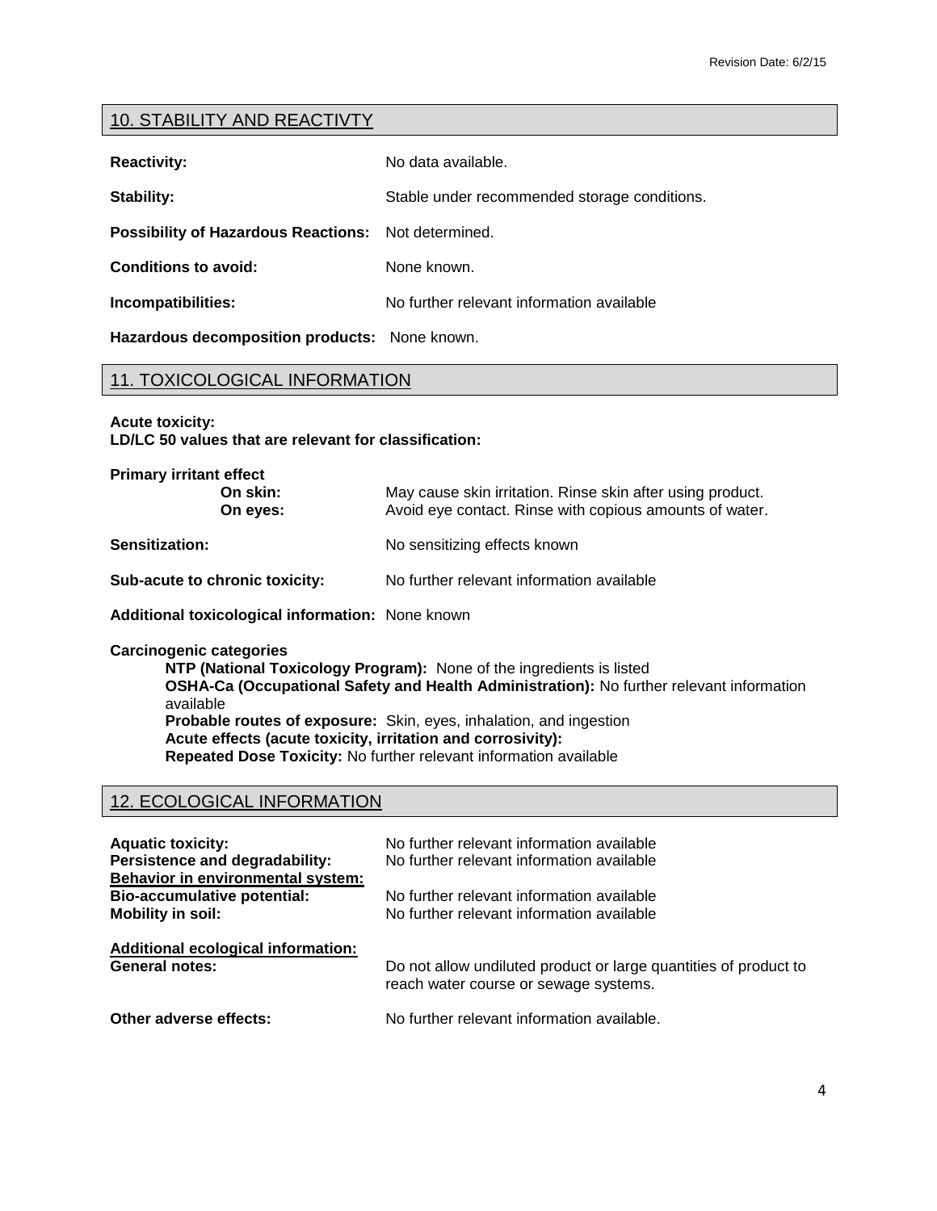## 10. STABILITY AND REACTIVTY

**Reactivity:** No data available.

**Stability:** Stable under recommended storage conditions.

**Possibility of Hazardous Reactions:** Not determined.

**Conditions to avoid:** None known.

**Incompatibilities:** No further relevant information available

**Hazardous decomposition products:** None known.

## 11. TOXICOLOGICAL INFORMATION

**Acute toxicity:**
**LD/LC 50 values that are relevant for classification:**

**Primary irritant effect**

- **On skin:** May cause skin irritation. Rinse skin after using product.
- **On eyes:** Avoid eye contact. Rinse with copious amounts of water.

**Sensitization:** No sensitizing effects known

**Sub-acute to chronic toxicity:** No further relevant information available

**Additional toxicological information:** None known

**Carcinogenic categories**

**NTP (National Toxicology Program):** None of the ingredients is listed
**OSHA-Ca (Occupational Safety and Health Administration):** No further relevant information available
**Probable routes of exposure:** Skin, eyes, inhalation, and ingestion
**Acute effects (acute toxicity, irritation and corrosivity):**
**Repeated Dose Toxicity:** No further relevant information available

## 12. ECOLOGICAL INFORMATION

**Aquatic toxicity:** No further relevant information available
**Persistence and degradability:** No further relevant information available
**Behavior in environmental system:**
**Bio-accumulative potential:** No further relevant information available
**Mobility in soil:** No further relevant information available

**Additional ecological information:**
**General notes:** Do not allow undiluted product or large quantities of product to reach water course or sewage systems.

**Other adverse effects:** No further relevant information available.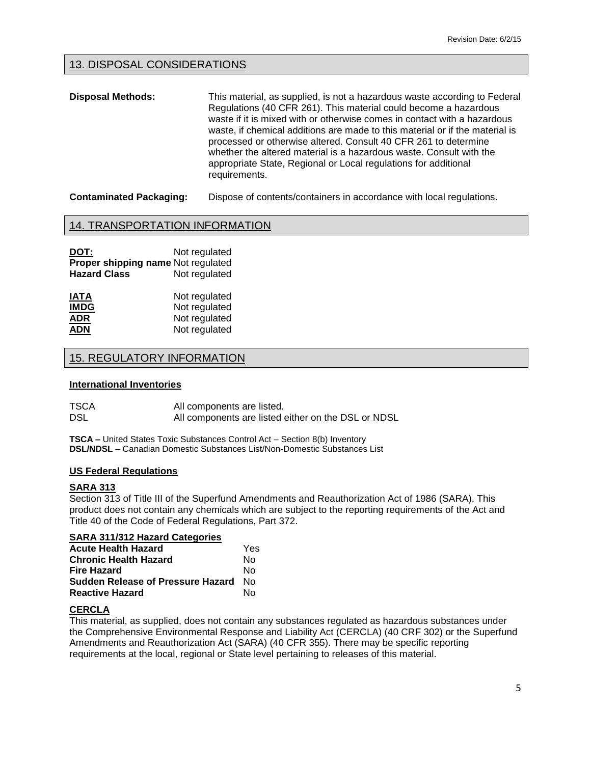## 13. DISPOSAL CONSIDERATIONS

**Disposal Methods:** This material, as supplied, is not a hazardous waste according to Federal Regulations (40 CFR 261). This material could become a hazardous waste if it is mixed with or otherwise comes in contact with a hazardous waste, if chemical additions are made to this material or if the material is processed or otherwise altered. Consult 40 CFR 261 to determine whether the altered material is a hazardous waste. Consult with the appropriate State, Regional or Local regulations for additional requirements.

**Contaminated Packaging:** Dispose of contents/containers in accordance with local regulations.

## 14. TRANSPORTATION INFORMATION

| | |
|---|---|
| **DOT:** | Not regulated |
| **Proper shipping name** | Not regulated |
| **Hazard Class** | Not regulated |

| | |
|---|---|
| **IATA** | Not regulated |
| **IMDG** | Not regulated |
| **ADR** | Not regulated |
| **ADN** | Not regulated |

## 15. REGULATORY INFORMATION

**International Inventories**

| | |
|---|---|
| TSCA | All components are listed. |
| DSL | All components are listed either on the DSL or NDSL |

**TSCA –** United States Toxic Substances Control Act – Section 8(b) Inventory
**DSL/NDSL** – Canadian Domestic Substances List/Non-Domestic Substances List

**US Federal Regulations**

**SARA 313**

Section 313 of Title III of the Superfund Amendments and Reauthorization Act of 1986 (SARA). This product does not contain any chemicals which are subject to the reporting requirements of the Act and Title 40 of the Code of Federal Regulations, Part 372.

**SARA 311/312 Hazard Categories**

| | |
|---|---|
| **Acute Health Hazard** | Yes |
| **Chronic Health Hazard** | No |
| **Fire Hazard** | No |
| **Sudden Release of Pressure Hazard** | No |
| **Reactive Hazard** | No |

**CERCLA**

This material, as supplied, does not contain any substances regulated as hazardous substances under the Comprehensive Environmental Response and Liability Act (CERCLA) (40 CRF 302) or the Superfund Amendments and Reauthorization Act (SARA) (40 CFR 355). There may be specific reporting requirements at the local, regional or State level pertaining to releases of this material.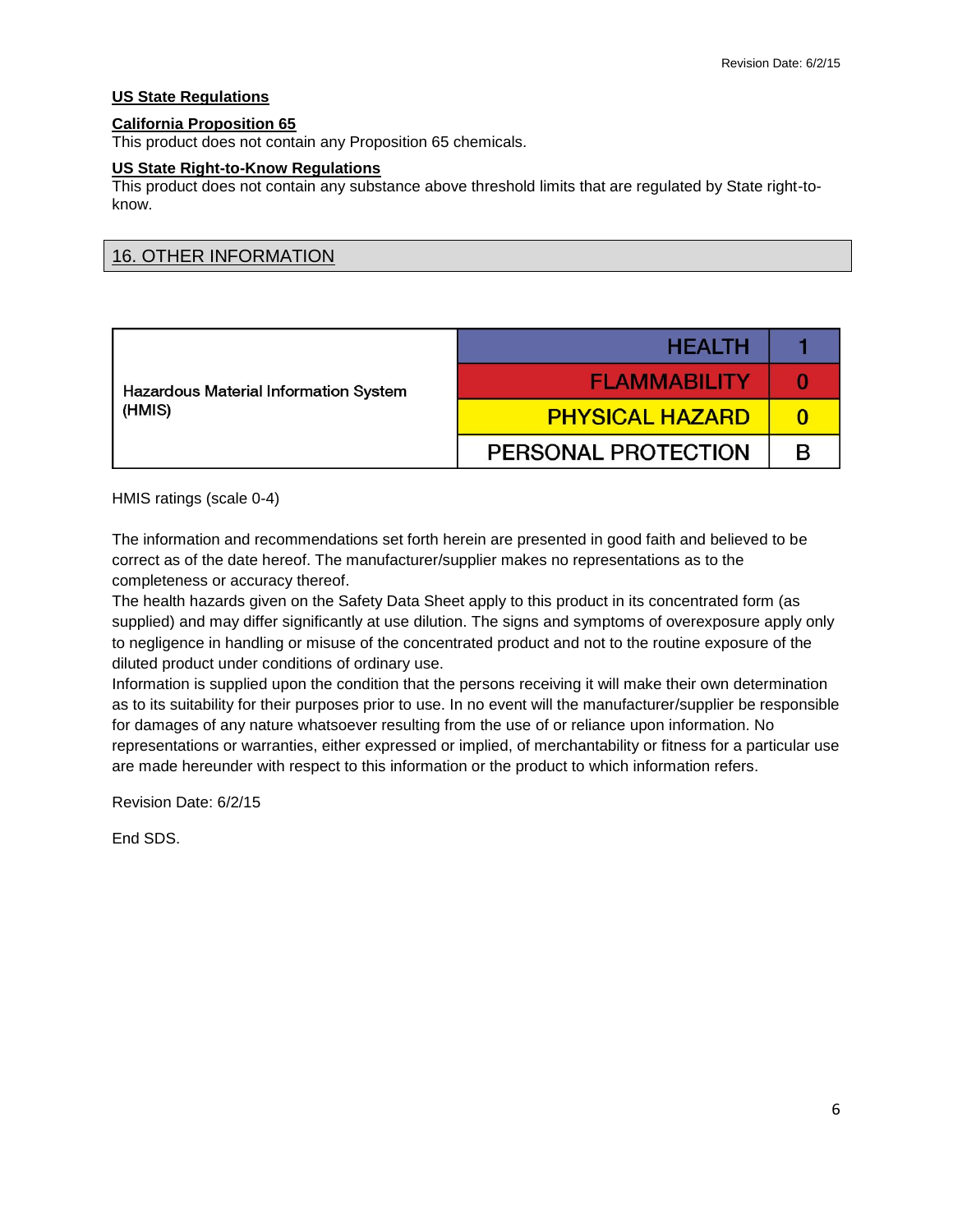**US State Regulations**

**California Proposition 65**

This product does not contain any Proposition 65 chemicals.

**US State Right-to-Know Regulations**

This product does not contain any substance above threshold limits that are regulated by State right-to-know.

## 16. OTHER INFORMATION

| | | |
|---|---|---|
| Hazardous Material Information System (HMIS) | HEALTH | 1 |
| | FLAMMABILITY | 0 |
| | PHYSICAL HAZARD | 0 |
| | PERSONAL PROTECTION | B |

HMIS ratings (scale 0-4)

The information and recommendations set forth herein are presented in good faith and believed to be correct as of the date hereof. The manufacturer/supplier makes no representations as to the completeness or accuracy thereof.

The health hazards given on the Safety Data Sheet apply to this product in its concentrated form (as supplied) and may differ significantly at use dilution. The signs and symptoms of overexposure apply only to negligence in handling or misuse of the concentrated product and not to the routine exposure of the diluted product under conditions of ordinary use.

Information is supplied upon the condition that the persons receiving it will make their own determination as to its suitability for their purposes prior to use. In no event will the manufacturer/supplier be responsible for damages of any nature whatsoever resulting from the use of or reliance upon information. No representations or warranties, either expressed or implied, of merchantability or fitness for a particular use are made hereunder with respect to this information or the product to which information refers.

Revision Date: 6/2/15

End SDS.